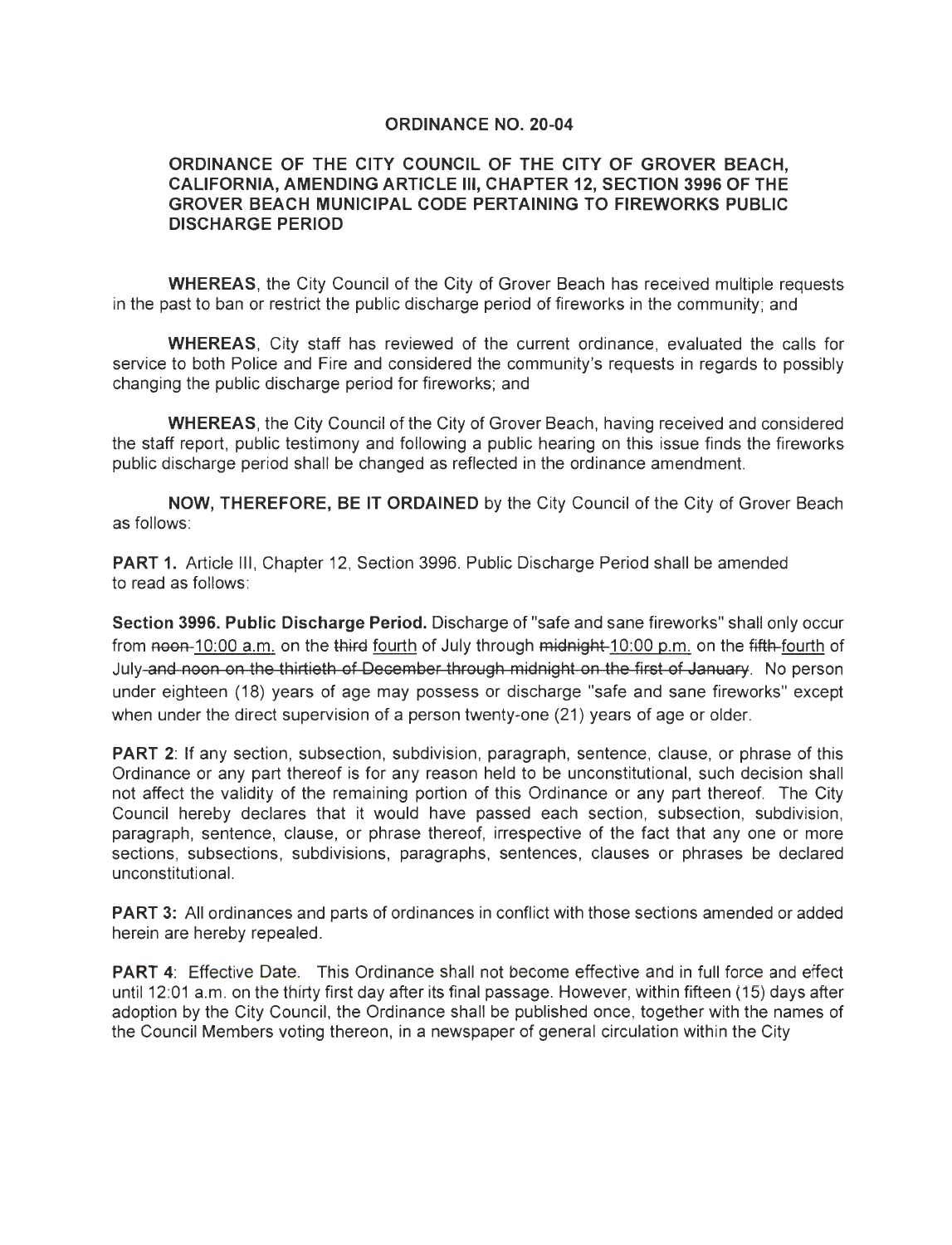# ORDINANCE NO. 20-04

## ORDINANCE OF THE CITY COUNCIL OF THE CITY OF GROVER BEACH, CALIFORNIA, AMENDING ARTICLE III, CHAPTER 12, SECTION 3996 OF THE GROVER BEACH MUNICIPAL CODE PERTAINING TO FIREWORKS PUBLIC DISCHARGE PERIOD

**WHEREAS**, the City Council of the City of Grover Beach has received multiple requests in the past to ban or restrict the public discharge period of fireworks in the community; and

**WHEREAS**, City staff has reviewed of the current ordinance, evaluated the calls for service to both Police and Fire and considered the community's requests in regards to possibly changing the public discharge period for fireworks; and

**WHEREAS**, the City Council of the City of Grover Beach, having received and considered the staff report, public testimony and following a public hearing on this issue finds the fireworks public discharge period shall be changed as reflected in the ordinance amendment.

**NOW, THEREFORE, BE IT ORDAINED** by the City Council of the City of Grover Beach as follows:

**PART 1.** Article III, Chapter 12, Section 3996. Public Discharge Period shall be amended to read as follows:

**Section 3996. Public Discharge Period.** Discharge of "safe and sane fireworks" shall only occur from ~~noon~~ <u>10:00 a.m.</u> on the ~~third~~ <u>fourth</u> of July through ~~midnight~~ <u>10:00 p.m.</u> on the ~~fifth~~ <u>fourth</u> of July ~~and noon on the thirtieth of December through midnight on the first of January~~. No person under eighteen (18) years of age may possess or discharge "safe and sane fireworks" except when under the direct supervision of a person twenty-one (21) years of age or older.

**PART 2**: If any section, subsection, subdivision, paragraph, sentence, clause, or phrase of this Ordinance or any part thereof is for any reason held to be unconstitutional, such decision shall not affect the validity of the remaining portion of this Ordinance or any part thereof. The City Council hereby declares that it would have passed each section, subsection, subdivision, paragraph, sentence, clause, or phrase thereof, irrespective of the fact that any one or more sections, subsections, subdivisions, paragraphs, sentences, clauses or phrases be declared unconstitutional.

**PART 3:** All ordinances and parts of ordinances in conflict with those sections amended or added herein are hereby repealed.

**PART 4**: Effective Date. This Ordinance shall not become effective and in full force and effect until 12:01 a.m. on the thirty first day after its final passage. However, within fifteen (15) days after adoption by the City Council, the Ordinance shall be published once, together with the names of the Council Members voting thereon, in a newspaper of general circulation within the City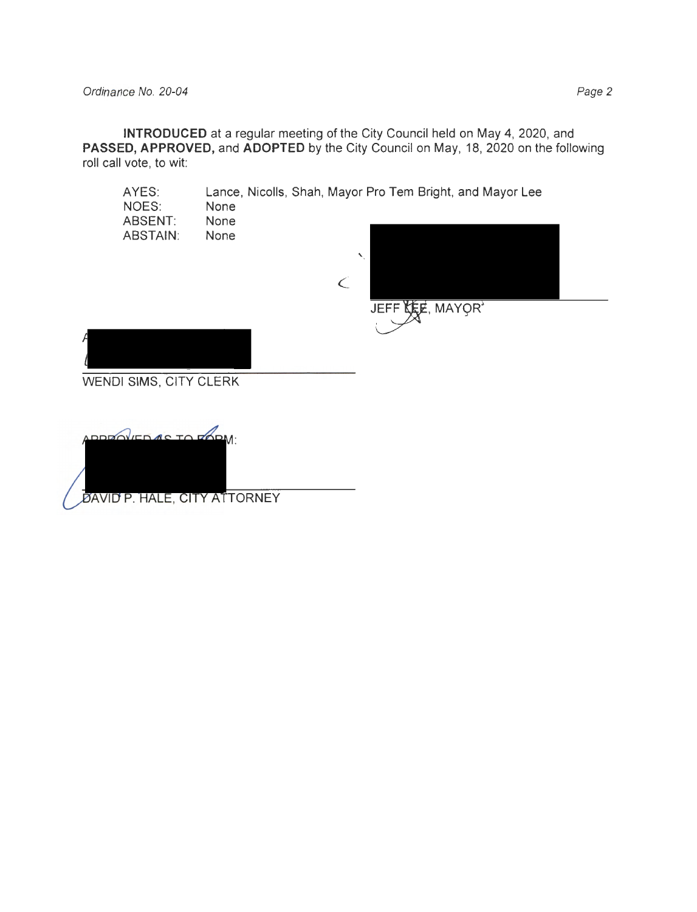**INTRODUCED** at a regular meeting of the City Council held on May 4, 2020, and **PASSED, APPROVED,** and **ADOPTED** by the City Council on May, 18, 2020 on the following roll call vote, to wit:

| | |
|---|---|
| AYES: | Lance, Nicolls, Shah, Mayor Pro Tem Bright, and Mayor Lee |
| NOES: | None |
| ABSENT: | None |
| ABSTAIN: | None |

JEFF LEE, MAYOR

ATTEST:

WENDI SIMS, CITY CLERK

APPROVED AS TO FORM:

DAVID P. HALE, CITY ATTORNEY